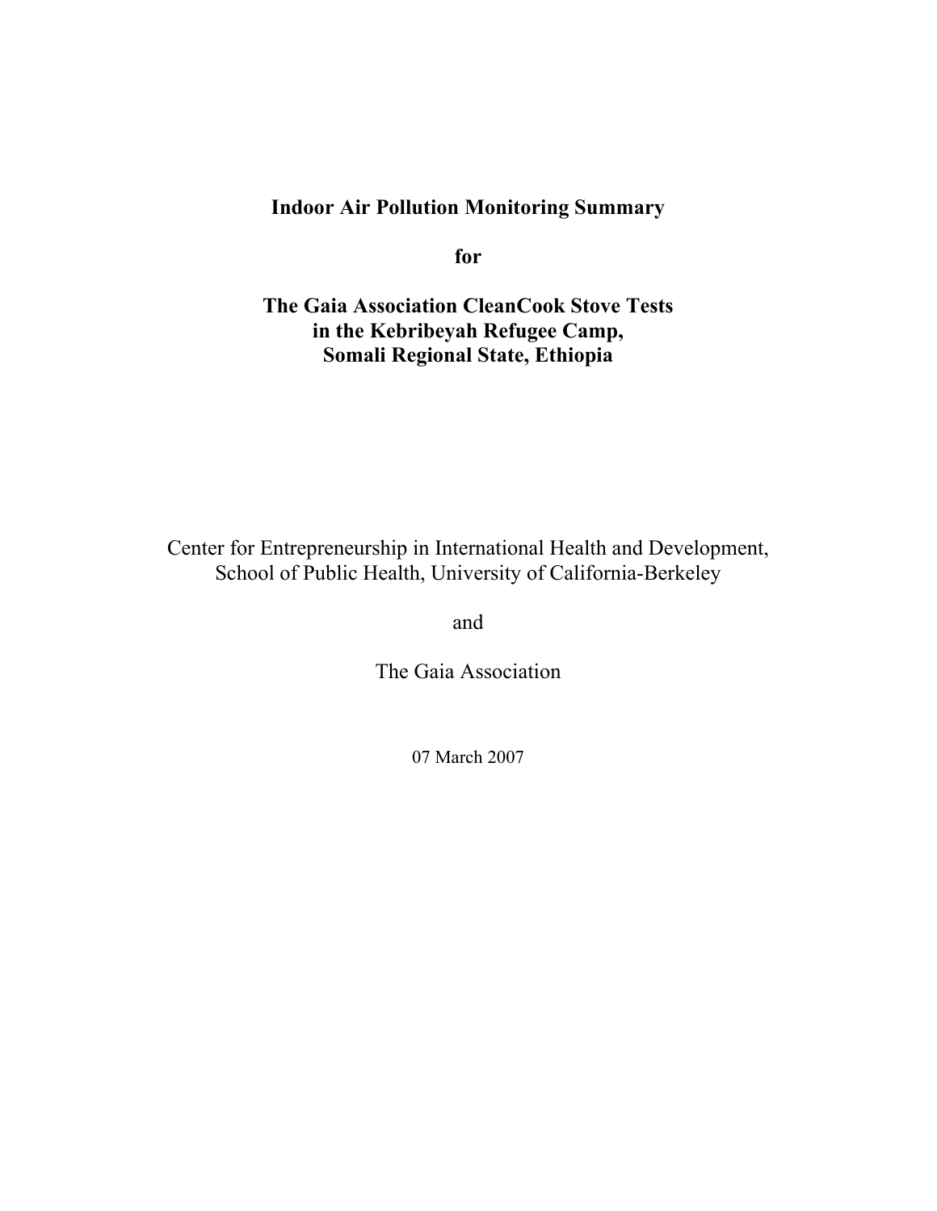# Indoor Air Pollution Monitoring Summary

# for

# The Gaia Association CleanCook Stove Tests in the Kebribeyah Refugee Camp, Somali Regional State, Ethiopia

Center for Entrepreneurship in International Health and Development, School of Public Health, University of California-Berkeley

and

The Gaia Association

07 March 2007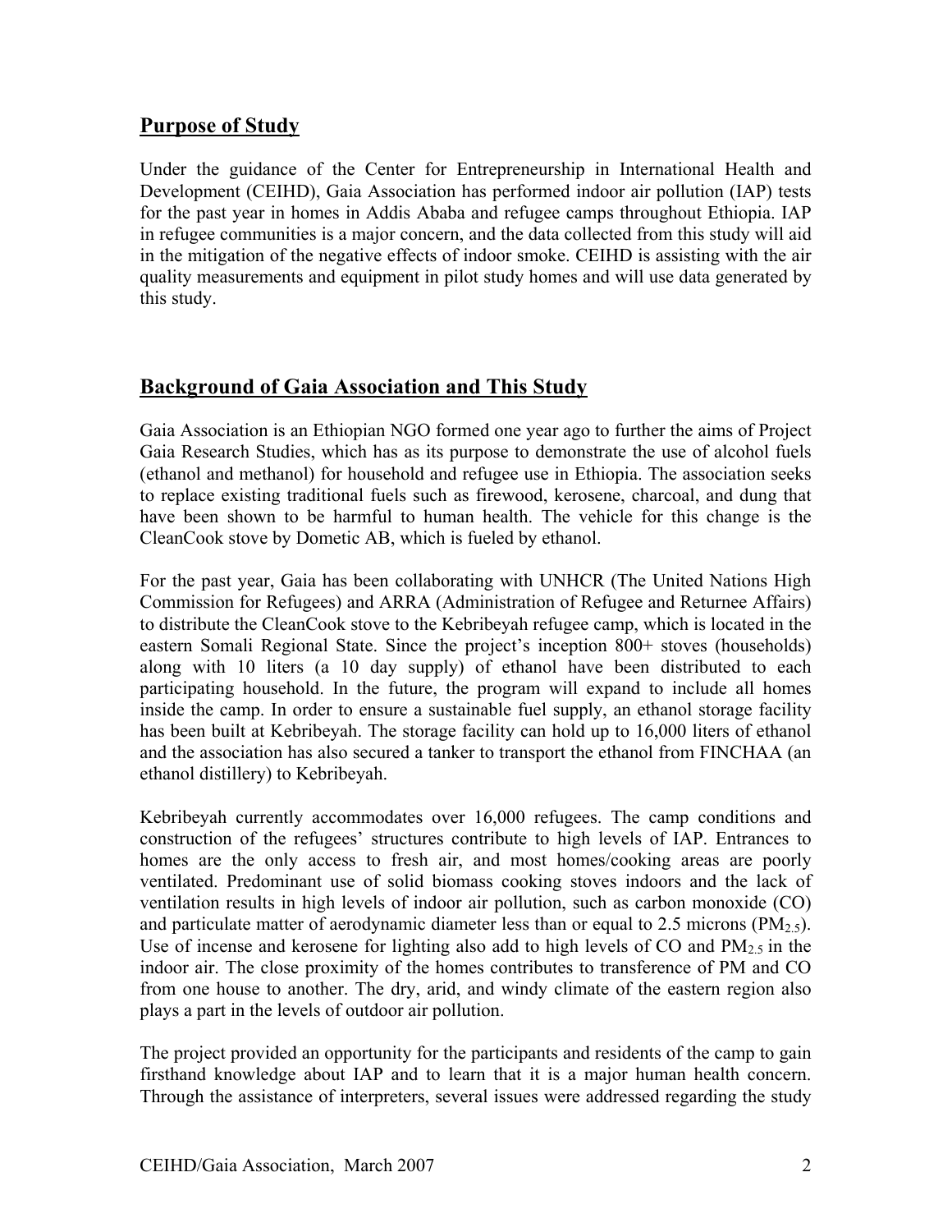## Purpose of Study

Under the guidance of the Center for Entrepreneurship in International Health and Development (CEIHD), Gaia Association has performed indoor air pollution (IAP) tests for the past year in homes in Addis Ababa and refugee camps throughout Ethiopia. IAP in refugee communities is a major concern, and the data collected from this study will aid in the mitigation of the negative effects of indoor smoke. CEIHD is assisting with the air quality measurements and equipment in pilot study homes and will use data generated by this study.

## Background of Gaia Association and This Study

Gaia Association is an Ethiopian NGO formed one year ago to further the aims of Project Gaia Research Studies, which has as its purpose to demonstrate the use of alcohol fuels (ethanol and methanol) for household and refugee use in Ethiopia. The association seeks to replace existing traditional fuels such as firewood, kerosene, charcoal, and dung that have been shown to be harmful to human health. The vehicle for this change is the CleanCook stove by Dometic AB, which is fueled by ethanol.

For the past year, Gaia has been collaborating with UNHCR (The United Nations High Commission for Refugees) and ARRA (Administration of Refugee and Returnee Affairs) to distribute the CleanCook stove to the Kebribeyah refugee camp, which is located in the eastern Somali Regional State. Since the project's inception 800+ stoves (households) along with 10 liters (a 10 day supply) of ethanol have been distributed to each participating household. In the future, the program will expand to include all homes inside the camp. In order to ensure a sustainable fuel supply, an ethanol storage facility has been built at Kebribeyah. The storage facility can hold up to 16,000 liters of ethanol and the association has also secured a tanker to transport the ethanol from FINCHAA (an ethanol distillery) to Kebribeyah.

Kebribeyah currently accommodates over 16,000 refugees. The camp conditions and construction of the refugees' structures contribute to high levels of IAP. Entrances to homes are the only access to fresh air, and most homes/cooking areas are poorly ventilated. Predominant use of solid biomass cooking stoves indoors and the lack of ventilation results in high levels of indoor air pollution, such as carbon monoxide (CO) and particulate matter of aerodynamic diameter less than or equal to 2.5 microns ($PM_{2.5}$). Use of incense and kerosene for lighting also add to high levels of CO and $PM_{2.5}$ in the indoor air. The close proximity of the homes contributes to transference of PM and CO from one house to another. The dry, arid, and windy climate of the eastern region also plays a part in the levels of outdoor air pollution.

The project provided an opportunity for the participants and residents of the camp to gain firsthand knowledge about IAP and to learn that it is a major human health concern. Through the assistance of interpreters, several issues were addressed regarding the study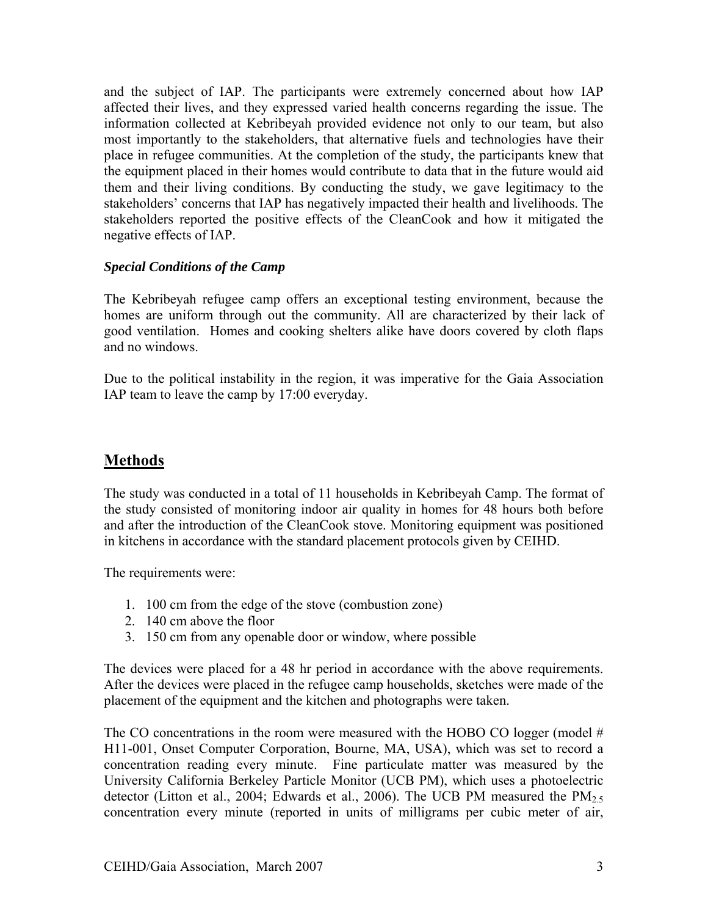and the subject of IAP. The participants were extremely concerned about how IAP affected their lives, and they expressed varied health concerns regarding the issue. The information collected at Kebribeyah provided evidence not only to our team, but also most importantly to the stakeholders, that alternative fuels and technologies have their place in refugee communities. At the completion of the study, the participants knew that the equipment placed in their homes would contribute to data that in the future would aid them and their living conditions. By conducting the study, we gave legitimacy to the stakeholders' concerns that IAP has negatively impacted their health and livelihoods. The stakeholders reported the positive effects of the CleanCook and how it mitigated the negative effects of IAP.

### *Special Conditions of the Camp*

The Kebribeyah refugee camp offers an exceptional testing environment, because the homes are uniform through out the community. All are characterized by their lack of good ventilation. Homes and cooking shelters alike have doors covered by cloth flaps and no windows.

Due to the political instability in the region, it was imperative for the Gaia Association IAP team to leave the camp by 17:00 everyday.

## Methods

The study was conducted in a total of 11 households in Kebribeyah Camp. The format of the study consisted of monitoring indoor air quality in homes for 48 hours both before and after the introduction of the CleanCook stove. Monitoring equipment was positioned in kitchens in accordance with the standard placement protocols given by CEIHD.

The requirements were:

1. 100 cm from the edge of the stove (combustion zone)
2. 140 cm above the floor
3. 150 cm from any openable door or window, where possible

The devices were placed for a 48 hr period in accordance with the above requirements. After the devices were placed in the refugee camp households, sketches were made of the placement of the equipment and the kitchen and photographs were taken.

The CO concentrations in the room were measured with the HOBO CO logger (model # H11-001, Onset Computer Corporation, Bourne, MA, USA), which was set to record a concentration reading every minute. Fine particulate matter was measured by the University California Berkeley Particle Monitor (UCB PM), which uses a photoelectric detector (Litton et al., 2004; Edwards et al., 2006). The UCB PM measured the $PM_{2.5}$ concentration every minute (reported in units of milligrams per cubic meter of air,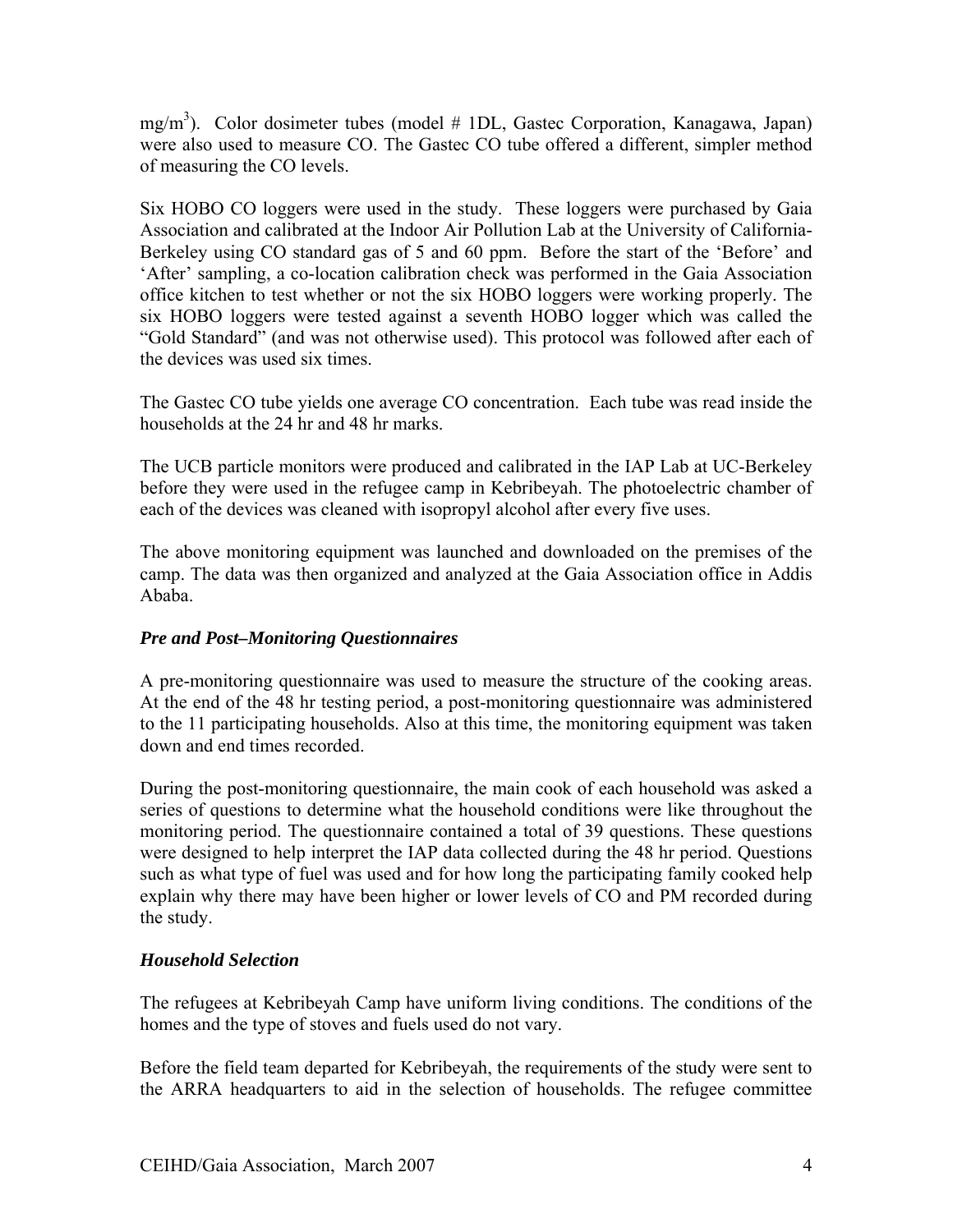$mg/m^3$). Color dosimeter tubes (model # 1DL, Gastec Corporation, Kanagawa, Japan) were also used to measure CO. The Gastec CO tube offered a different, simpler method of measuring the CO levels.

Six HOBO CO loggers were used in the study. These loggers were purchased by Gaia Association and calibrated at the Indoor Air Pollution Lab at the University of California-Berkeley using CO standard gas of 5 and 60 ppm. Before the start of the 'Before' and 'After' sampling, a co-location calibration check was performed in the Gaia Association office kitchen to test whether or not the six HOBO loggers were working properly. The six HOBO loggers were tested against a seventh HOBO logger which was called the "Gold Standard" (and was not otherwise used). This protocol was followed after each of the devices was used six times.

The Gastec CO tube yields one average CO concentration. Each tube was read inside the households at the 24 hr and 48 hr marks.

The UCB particle monitors were produced and calibrated in the IAP Lab at UC-Berkeley before they were used in the refugee camp in Kebribeyah. The photoelectric chamber of each of the devices was cleaned with isopropyl alcohol after every five uses.

The above monitoring equipment was launched and downloaded on the premises of the camp. The data was then organized and analyzed at the Gaia Association office in Addis Ababa.

### *Pre and Post–Monitoring Questionnaires*

A pre-monitoring questionnaire was used to measure the structure of the cooking areas. At the end of the 48 hr testing period, a post-monitoring questionnaire was administered to the 11 participating households. Also at this time, the monitoring equipment was taken down and end times recorded.

During the post-monitoring questionnaire, the main cook of each household was asked a series of questions to determine what the household conditions were like throughout the monitoring period. The questionnaire contained a total of 39 questions. These questions were designed to help interpret the IAP data collected during the 48 hr period. Questions such as what type of fuel was used and for how long the participating family cooked help explain why there may have been higher or lower levels of CO and PM recorded during the study.

### *Household Selection*

The refugees at Kebribeyah Camp have uniform living conditions. The conditions of the homes and the type of stoves and fuels used do not vary.

Before the field team departed for Kebribeyah, the requirements of the study were sent to the ARRA headquarters to aid in the selection of households. The refugee committee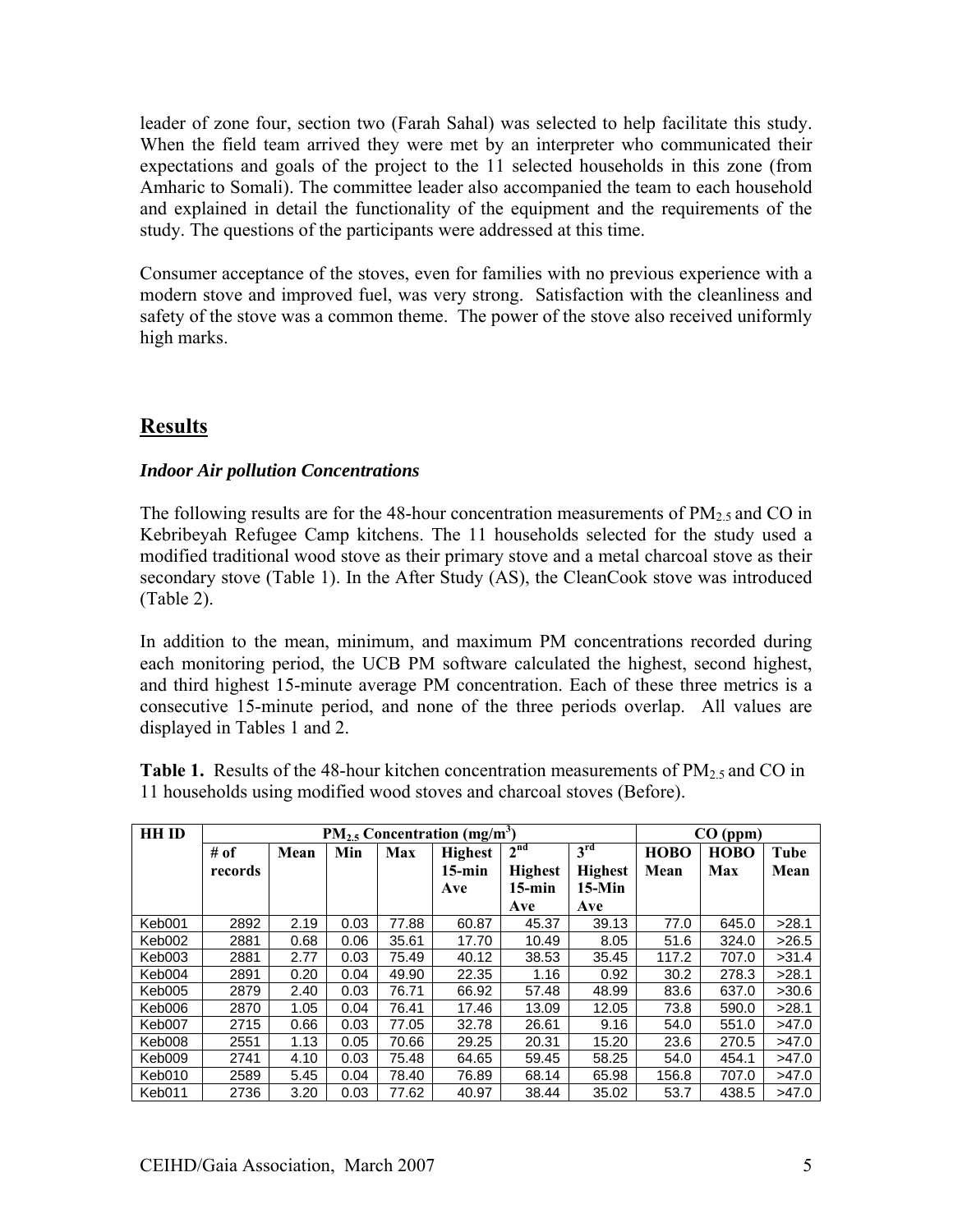leader of zone four, section two (Farah Sahal) was selected to help facilitate this study. When the field team arrived they were met by an interpreter who communicated their expectations and goals of the project to the 11 selected households in this zone (from Amharic to Somali). The committee leader also accompanied the team to each household and explained in detail the functionality of the equipment and the requirements of the study. The questions of the participants were addressed at this time.

Consumer acceptance of the stoves, even for families with no previous experience with a modern stove and improved fuel, was very strong. Satisfaction with the cleanliness and safety of the stove was a common theme. The power of the stove also received uniformly high marks.

## Results

### *Indoor Air pollution Concentrations*

The following results are for the 48-hour concentration measurements of $PM_{2.5}$ and CO in Kebribeyah Refugee Camp kitchens. The 11 households selected for the study used a modified traditional wood stove as their primary stove and a metal charcoal stove as their secondary stove (Table 1). In the After Study (AS), the CleanCook stove was introduced (Table 2).

In addition to the mean, minimum, and maximum PM concentrations recorded during each monitoring period, the UCB PM software calculated the highest, second highest, and third highest 15-minute average PM concentration. Each of these three metrics is a consecutive 15-minute period, and none of the three periods overlap. All values are displayed in Tables 1 and 2.

**Table 1.** Results of the 48-hour kitchen concentration measurements of $PM_{2.5}$ and CO in 11 households using modified wood stoves and charcoal stoves (Before).

| HH ID | $PM_{2.5}$ Concentration ($mg/m^3$) | | | | | | | CO (ppm) | | |
|---|---|---|---|---|---|---|---|---|---|---|
| | # of records | Mean | Min | Max | Highest 15-min Ave | 2nd Highest 15-min Ave | 3rd Highest 15-Min Ave | HOBO Mean | HOBO Max | Tube Mean |
| Keb001 | 2892 | 2.19 | 0.03 | 77.88 | 60.87 | 45.37 | 39.13 | 77.0 | 645.0 | >28.1 |
| Keb002 | 2881 | 0.68 | 0.06 | 35.61 | 17.70 | 10.49 | 8.05 | 51.6 | 324.0 | >26.5 |
| Keb003 | 2881 | 2.77 | 0.03 | 75.49 | 40.12 | 38.53 | 35.45 | 117.2 | 707.0 | >31.4 |
| Keb004 | 2891 | 0.20 | 0.04 | 49.90 | 22.35 | 1.16 | 0.92 | 30.2 | 278.3 | >28.1 |
| Keb005 | 2879 | 2.40 | 0.03 | 76.71 | 66.92 | 57.48 | 48.99 | 83.6 | 637.0 | >30.6 |
| Keb006 | 2870 | 1.05 | 0.04 | 76.41 | 17.46 | 13.09 | 12.05 | 73.8 | 590.0 | >28.1 |
| Keb007 | 2715 | 0.66 | 0.03 | 77.05 | 32.78 | 26.61 | 9.16 | 54.0 | 551.0 | >47.0 |
| Keb008 | 2551 | 1.13 | 0.05 | 70.66 | 29.25 | 20.31 | 15.20 | 23.6 | 270.5 | >47.0 |
| Keb009 | 2741 | 4.10 | 0.03 | 75.48 | 64.65 | 59.45 | 58.25 | 54.0 | 454.1 | >47.0 |
| Keb010 | 2589 | 5.45 | 0.04 | 78.40 | 76.89 | 68.14 | 65.98 | 156.8 | 707.0 | >47.0 |
| Keb011 | 2736 | 3.20 | 0.03 | 77.62 | 40.97 | 38.44 | 35.02 | 53.7 | 438.5 | >47.0 |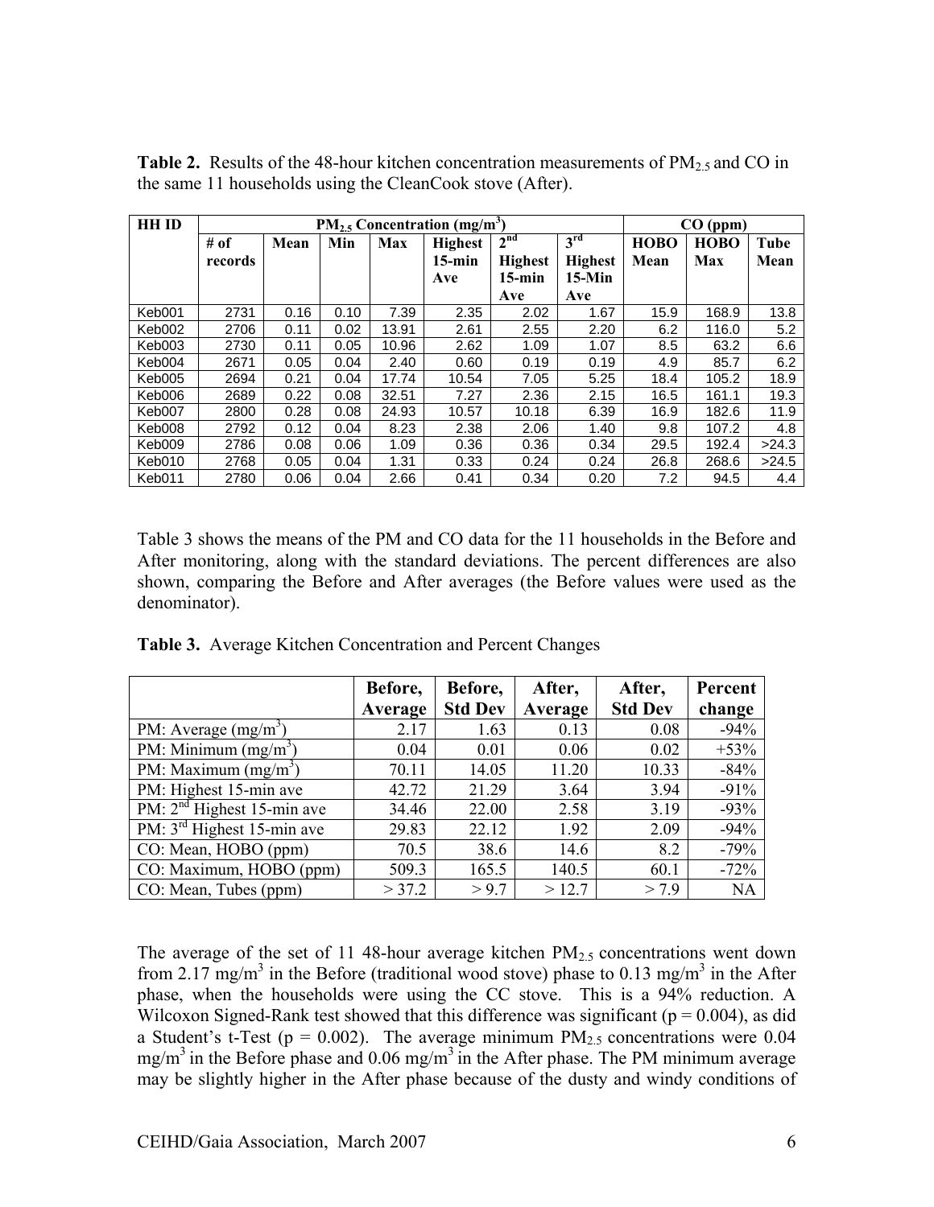**Table 2.** Results of the 48-hour kitchen concentration measurements of $PM_{2.5}$ and CO in the same 11 households using the CleanCook stove (After).

| HH ID | $PM_{2.5}$ Concentration ($mg/m^3$) | | | | | | | CO (ppm) | | |
|---|---|---|---|---|---|---|---|---|---|---|
| | # of records | Mean | Min | Max | Highest 15-min Ave | $2^{nd}$ Highest 15-min Ave | $3^{rd}$ Highest 15-Min Ave | HOBO Mean | HOBO Max | Tube Mean |
| Keb001 | 2731 | 0.16 | 0.10 | 7.39 | 2.35 | 2.02 | 1.67 | 15.9 | 168.9 | 13.8 |
| Keb002 | 2706 | 0.11 | 0.02 | 13.91 | 2.61 | 2.55 | 2.20 | 6.2 | 116.0 | 5.2 |
| Keb003 | 2730 | 0.11 | 0.05 | 10.96 | 2.62 | 1.09 | 1.07 | 8.5 | 63.2 | 6.6 |
| Keb004 | 2671 | 0.05 | 0.04 | 2.40 | 0.60 | 0.19 | 0.19 | 4.9 | 85.7 | 6.2 |
| Keb005 | 2694 | 0.21 | 0.04 | 17.74 | 10.54 | 7.05 | 5.25 | 18.4 | 105.2 | 18.9 |
| Keb006 | 2689 | 0.22 | 0.08 | 32.51 | 7.27 | 2.36 | 2.15 | 16.5 | 161.1 | 19.3 |
| Keb007 | 2800 | 0.28 | 0.08 | 24.93 | 10.57 | 10.18 | 6.39 | 16.9 | 182.6 | 11.9 |
| Keb008 | 2792 | 0.12 | 0.04 | 8.23 | 2.38 | 2.06 | 1.40 | 9.8 | 107.2 | 4.8 |
| Keb009 | 2786 | 0.08 | 0.06 | 1.09 | 0.36 | 0.36 | 0.34 | 29.5 | 192.4 | >24.3 |
| Keb010 | 2768 | 0.05 | 0.04 | 1.31 | 0.33 | 0.24 | 0.24 | 26.8 | 268.6 | >24.5 |
| Keb011 | 2780 | 0.06 | 0.04 | 2.66 | 0.41 | 0.34 | 0.20 | 7.2 | 94.5 | 4.4 |

Table 3 shows the means of the PM and CO data for the 11 households in the Before and After monitoring, along with the standard deviations. The percent differences are also shown, comparing the Before and After averages (the Before values were used as the denominator).

**Table 3.** Average Kitchen Concentration and Percent Changes

| | Before, Average | Before, Std Dev | After, Average | After, Std Dev | Percent change |
|---|---|---|---|---|---|
| PM: Average ($mg/m^3$) | 2.17 | 1.63 | 0.13 | 0.08 | -94% |
| PM: Minimum ($mg/m^3$) | 0.04 | 0.01 | 0.06 | 0.02 | +53% |
| PM: Maximum ($mg/m^3$) | 70.11 | 14.05 | 11.20 | 10.33 | -84% |
| PM: Highest 15-min ave | 42.72 | 21.29 | 3.64 | 3.94 | -91% |
| PM: $2^{nd}$ Highest 15-min ave | 34.46 | 22.00 | 2.58 | 3.19 | -93% |
| PM: $3^{rd}$ Highest 15-min ave | 29.83 | 22.12 | 1.92 | 2.09 | -94% |
| CO: Mean, HOBO (ppm) | 70.5 | 38.6 | 14.6 | 8.2 | -79% |
| CO: Maximum, HOBO (ppm) | 509.3 | 165.5 | 140.5 | 60.1 | -72% |
| CO: Mean, Tubes (ppm) | > 37.2 | > 9.7 | > 12.7 | > 7.9 | NA |

The average of the set of 11 48-hour average kitchen $PM_{2.5}$ concentrations went down from 2.17 $mg/m^3$ in the Before (traditional wood stove) phase to 0.13 $mg/m^3$ in the After phase, when the households were using the CC stove. This is a 94% reduction. A Wilcoxon Signed-Rank test showed that this difference was significant ($p = 0.004$), as did a Student's t-Test ($p = 0.002$). The average minimum $PM_{2.5}$ concentrations were 0.04 $mg/m^3$ in the Before phase and 0.06 $mg/m^3$ in the After phase. The PM minimum average may be slightly higher in the After phase because of the dusty and windy conditions of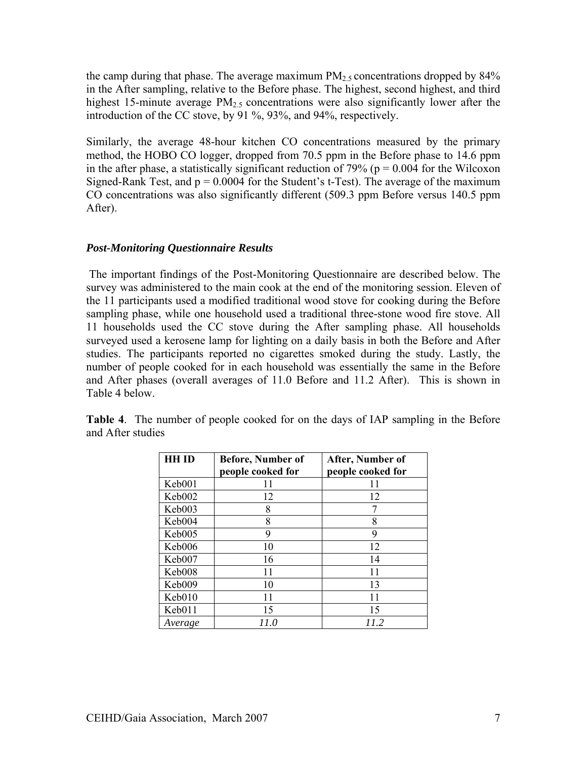the camp during that phase. The average maximum $PM_{2.5}$ concentrations dropped by 84% in the After sampling, relative to the Before phase. The highest, second highest, and third highest 15-minute average $PM_{2.5}$ concentrations were also significantly lower after the introduction of the CC stove, by 91 %, 93%, and 94%, respectively.

Similarly, the average 48-hour kitchen CO concentrations measured by the primary method, the HOBO CO logger, dropped from 70.5 ppm in the Before phase to 14.6 ppm in the after phase, a statistically significant reduction of 79% ($p = 0.004$ for the Wilcoxon Signed-Rank Test, and $p = 0.0004$ for the Student's t-Test). The average of the maximum CO concentrations was also significantly different (509.3 ppm Before versus 140.5 ppm After).

### *Post-Monitoring Questionnaire Results*

The important findings of the Post-Monitoring Questionnaire are described below. The survey was administered to the main cook at the end of the monitoring session. Eleven of the 11 participants used a modified traditional wood stove for cooking during the Before sampling phase, while one household used a traditional three-stone wood fire stove. All 11 households used the CC stove during the After sampling phase. All households surveyed used a kerosene lamp for lighting on a daily basis in both the Before and After studies. The participants reported no cigarettes smoked during the study. Lastly, the number of people cooked for in each household was essentially the same in the Before and After phases (overall averages of 11.0 Before and 11.2 After). This is shown in Table 4 below.

**Table 4**. The number of people cooked for on the days of IAP sampling in the Before and After studies

| HH ID | Before, Number of people cooked for | After, Number of people cooked for |
|---|---|---|
| Keb001 | 11 | 11 |
| Keb002 | 12 | 12 |
| Keb003 | 8 | 7 |
| Keb004 | 8 | 8 |
| Keb005 | 9 | 9 |
| Keb006 | 10 | 12 |
| Keb007 | 16 | 14 |
| Keb008 | 11 | 11 |
| Keb009 | 10 | 13 |
| Keb010 | 11 | 11 |
| Keb011 | 15 | 15 |
| *Average* | *11.0* | *11.2* |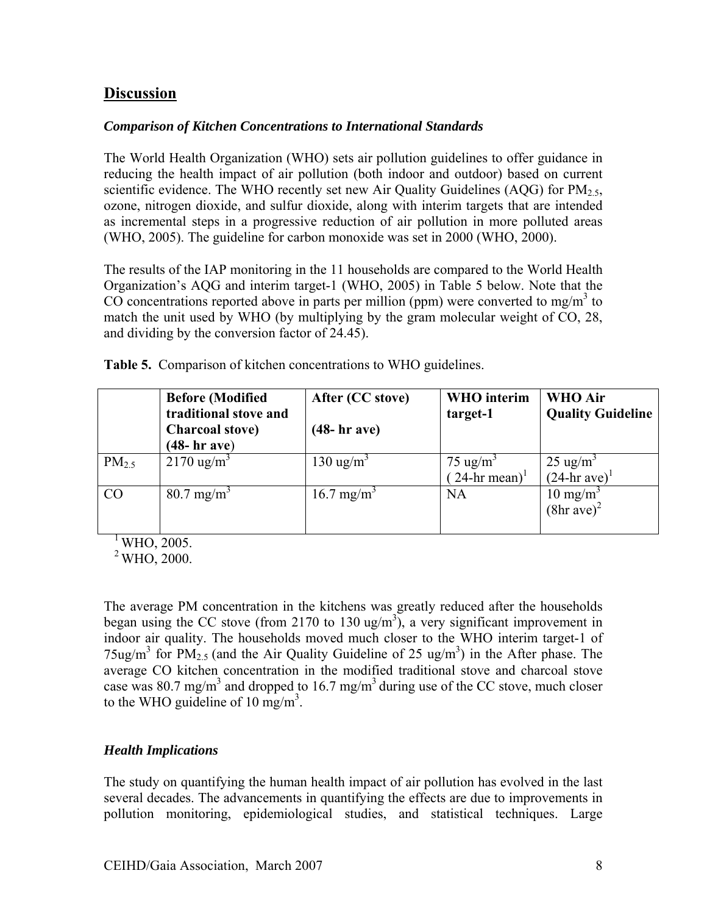## Discussion

### *Comparison of Kitchen Concentrations to International Standards*

The World Health Organization (WHO) sets air pollution guidelines to offer guidance in reducing the health impact of air pollution (both indoor and outdoor) based on current scientific evidence. The WHO recently set new Air Quality Guidelines (AQG) for $PM_{2.5}$, ozone, nitrogen dioxide, and sulfur dioxide, along with interim targets that are intended as incremental steps in a progressive reduction of air pollution in more polluted areas (WHO, 2005). The guideline for carbon monoxide was set in 2000 (WHO, 2000).

The results of the IAP monitoring in the 11 households are compared to the World Health Organization's AQG and interim target-1 (WHO, 2005) in Table 5 below. Note that the CO concentrations reported above in parts per million (ppm) were converted to mg/m$^3$ to match the unit used by WHO (by multiplying by the gram molecular weight of CO, 28, and dividing by the conversion factor of 24.45).

**Table 5.** Comparison of kitchen concentrations to WHO guidelines.

| | **Before (Modified traditional stove and Charcoal stove) (48- hr ave)** | **After (CC stove) (48- hr ave)** | **WHO interim target-1** | **WHO Air Quality Guideline** |
|---|---|---|---|---|
| $PM_{2.5}$ | 2170 ug/m$^3$ | 130 ug/m$^3$ | 75 ug/m$^3$ ( 24-hr mean)[1] | 25 ug/m$^3$ (24-hr ave)[1] |
| CO | 80.7 mg/m$^3$ | 16.7 mg/m$^3$ | NA | 10 mg/m$^3$ (8hr ave)[2] |

[1] WHO, 2005.
[2] WHO, 2000.

The average PM concentration in the kitchens was greatly reduced after the households began using the CC stove (from 2170 to 130 ug/m$^3$), a very significant improvement in indoor air quality. The households moved much closer to the WHO interim target-1 of 75ug/m$^3$ for $PM_{2.5}$ (and the Air Quality Guideline of 25 ug/m$^3$) in the After phase. The average CO kitchen concentration in the modified traditional stove and charcoal stove case was 80.7 mg/m$^3$ and dropped to 16.7 mg/m$^3$ during use of the CC stove, much closer to the WHO guideline of 10 mg/m$^3$.

### *Health Implications*

The study on quantifying the human health impact of air pollution has evolved in the last several decades. The advancements in quantifying the effects are due to improvements in pollution monitoring, epidemiological studies, and statistical techniques. Large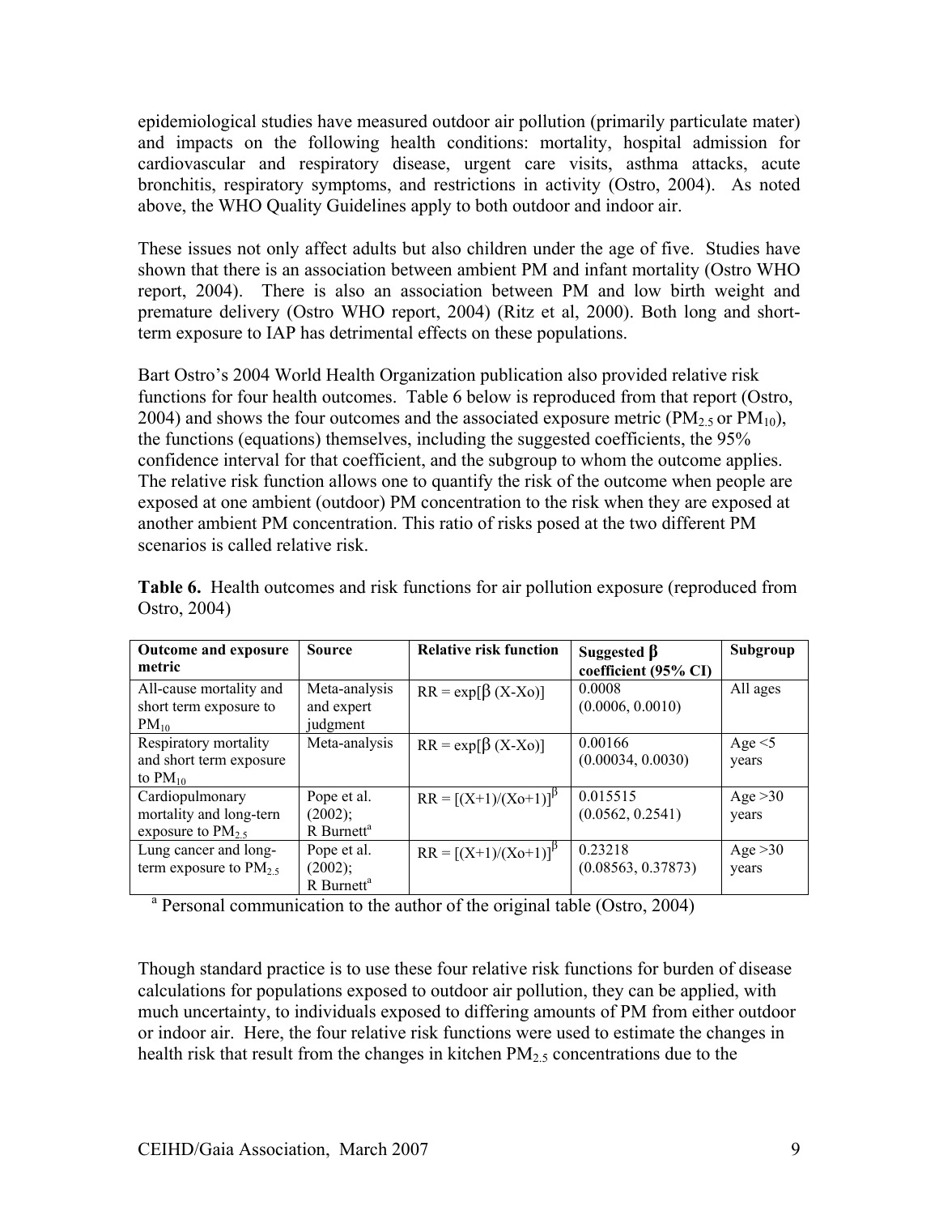epidemiological studies have measured outdoor air pollution (primarily particulate mater) and impacts on the following health conditions: mortality, hospital admission for cardiovascular and respiratory disease, urgent care visits, asthma attacks, acute bronchitis, respiratory symptoms, and restrictions in activity (Ostro, 2004). As noted above, the WHO Quality Guidelines apply to both outdoor and indoor air.

These issues not only affect adults but also children under the age of five. Studies have shown that there is an association between ambient PM and infant mortality (Ostro WHO report, 2004). There is also an association between PM and low birth weight and premature delivery (Ostro WHO report, 2004) (Ritz et al, 2000). Both long and short-term exposure to IAP has detrimental effects on these populations.

Bart Ostro's 2004 World Health Organization publication also provided relative risk functions for four health outcomes. Table 6 below is reproduced from that report (Ostro, 2004) and shows the four outcomes and the associated exposure metric ($PM_{2.5}$ or $PM_{10}$), the functions (equations) themselves, including the suggested coefficients, the 95% confidence interval for that coefficient, and the subgroup to whom the outcome applies. The relative risk function allows one to quantify the risk of the outcome when people are exposed at one ambient (outdoor) PM concentration to the risk when they are exposed at another ambient PM concentration. This ratio of risks posed at the two different PM scenarios is called relative risk.

**Table 6.** Health outcomes and risk functions for air pollution exposure (reproduced from Ostro, 2004)

| Outcome and exposure metric | Source | Relative risk function | Suggested $\beta$ coefficient (95% CI) | Subgroup |
|---|---|---|---|---|
| All-cause mortality and short term exposure to $PM_{10}$ | Meta-analysis and expert judgment | $RR = \exp[\beta\,(X-Xo)]$ | 0.0008 (0.0006, 0.0010) | All ages |
| Respiratory mortality and short term exposure to $PM_{10}$ | Meta-analysis | $RR = \exp[\beta\,(X-Xo)]$ | 0.00166 (0.00034, 0.0030) | Age <5 years |
| Cardiopulmonary mortality and long-tern exposure to $PM_{2.5}$ | Pope et al. (2002); R Burnett[a] | $RR = [(X+1)/(Xo+1)]^{\beta}$ | 0.015515 (0.0562, 0.2541) | Age >30 years |
| Lung cancer and long-term exposure to $PM_{2.5}$ | Pope et al. (2002); R Burnett[a] | $RR = [(X+1)/(Xo+1)]^{\beta}$ | 0.23218 (0.08563, 0.37873) | Age >30 years |

[a] Personal communication to the author of the original table (Ostro, 2004)

Though standard practice is to use these four relative risk functions for burden of disease calculations for populations exposed to outdoor air pollution, they can be applied, with much uncertainty, to individuals exposed to differing amounts of PM from either outdoor or indoor air. Here, the four relative risk functions were used to estimate the changes in health risk that result from the changes in kitchen $PM_{2.5}$ concentrations due to the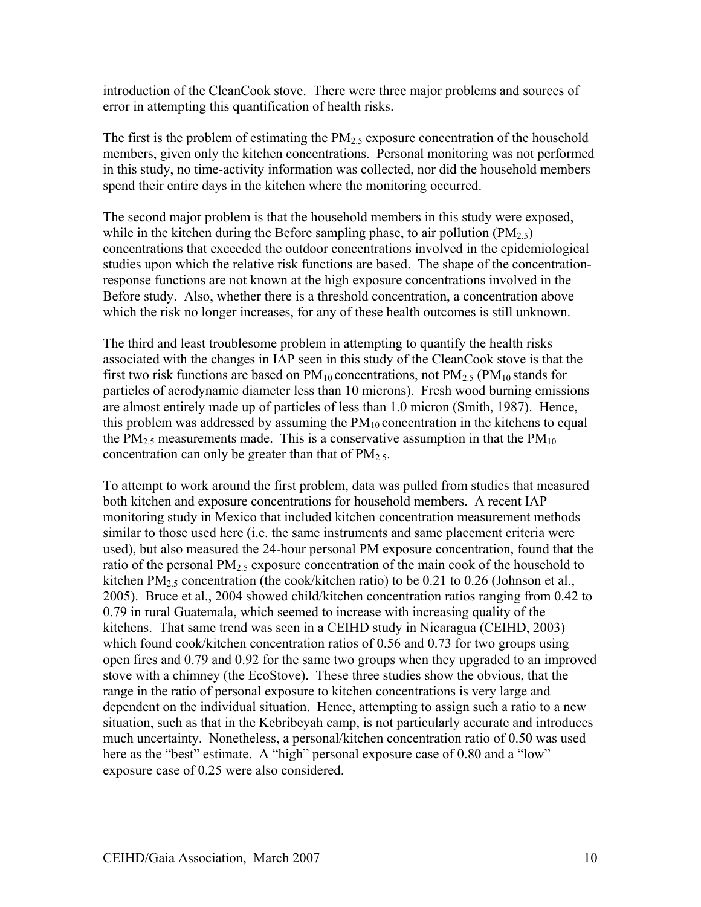introduction of the CleanCook stove. There were three major problems and sources of error in attempting this quantification of health risks.

The first is the problem of estimating the $PM_{2.5}$ exposure concentration of the household members, given only the kitchen concentrations. Personal monitoring was not performed in this study, no time-activity information was collected, nor did the household members spend their entire days in the kitchen where the monitoring occurred.

The second major problem is that the household members in this study were exposed, while in the kitchen during the Before sampling phase, to air pollution ($PM_{2.5}$) concentrations that exceeded the outdoor concentrations involved in the epidemiological studies upon which the relative risk functions are based. The shape of the concentration-response functions are not known at the high exposure concentrations involved in the Before study. Also, whether there is a threshold concentration, a concentration above which the risk no longer increases, for any of these health outcomes is still unknown.

The third and least troublesome problem in attempting to quantify the health risks associated with the changes in IAP seen in this study of the CleanCook stove is that the first two risk functions are based on $PM_{10}$ concentrations, not $PM_{2.5}$ ($PM_{10}$ stands for particles of aerodynamic diameter less than 10 microns). Fresh wood burning emissions are almost entirely made up of particles of less than 1.0 micron (Smith, 1987). Hence, this problem was addressed by assuming the $PM_{10}$ concentration in the kitchens to equal the $PM_{2.5}$ measurements made. This is a conservative assumption in that the $PM_{10}$ concentration can only be greater than that of $PM_{2.5}$.

To attempt to work around the first problem, data was pulled from studies that measured both kitchen and exposure concentrations for household members. A recent IAP monitoring study in Mexico that included kitchen concentration measurement methods similar to those used here (i.e. the same instruments and same placement criteria were used), but also measured the 24-hour personal PM exposure concentration, found that the ratio of the personal $PM_{2.5}$ exposure concentration of the main cook of the household to kitchen $PM_{2.5}$ concentration (the cook/kitchen ratio) to be 0.21 to 0.26 (Johnson et al., 2005). Bruce et al., 2004 showed child/kitchen concentration ratios ranging from 0.42 to 0.79 in rural Guatemala, which seemed to increase with increasing quality of the kitchens. That same trend was seen in a CEIHD study in Nicaragua (CEIHD, 2003) which found cook/kitchen concentration ratios of 0.56 and 0.73 for two groups using open fires and 0.79 and 0.92 for the same two groups when they upgraded to an improved stove with a chimney (the EcoStove). These three studies show the obvious, that the range in the ratio of personal exposure to kitchen concentrations is very large and dependent on the individual situation. Hence, attempting to assign such a ratio to a new situation, such as that in the Kebribeyah camp, is not particularly accurate and introduces much uncertainty. Nonetheless, a personal/kitchen concentration ratio of 0.50 was used here as the "best" estimate. A "high" personal exposure case of 0.80 and a "low" exposure case of 0.25 were also considered.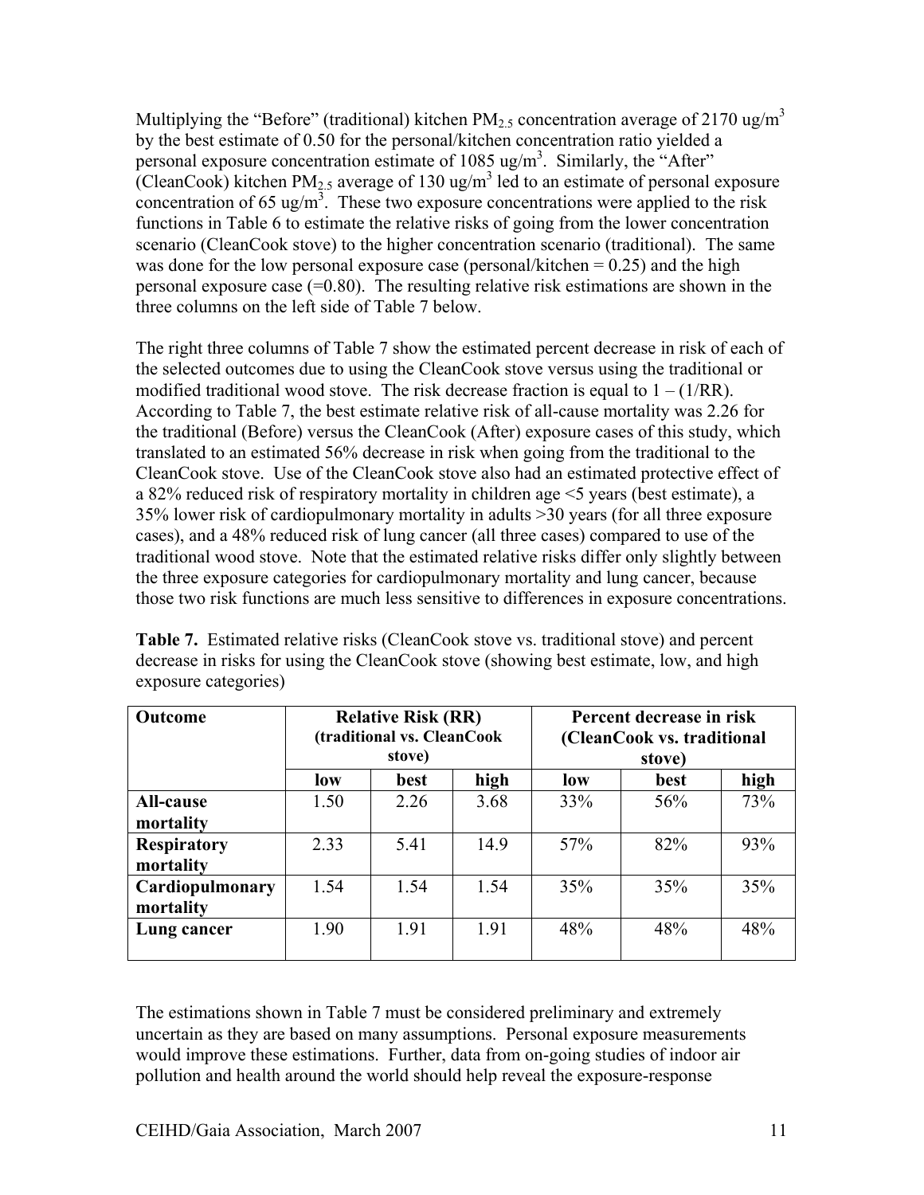Multiplying the "Before" (traditional) kitchen $PM_{2.5}$ concentration average of 2170 $ug/m^3$ by the best estimate of 0.50 for the personal/kitchen concentration ratio yielded a personal exposure concentration estimate of 1085 $ug/m^3$. Similarly, the "After" (CleanCook) kitchen $PM_{2.5}$ average of 130 $ug/m^3$ led to an estimate of personal exposure concentration of 65 $ug/m^3$. These two exposure concentrations were applied to the risk functions in Table 6 to estimate the relative risks of going from the lower concentration scenario (CleanCook stove) to the higher concentration scenario (traditional). The same was done for the low personal exposure case (personal/kitchen = 0.25) and the high personal exposure case (=0.80). The resulting relative risk estimations are shown in the three columns on the left side of Table 7 below.

The right three columns of Table 7 show the estimated percent decrease in risk of each of the selected outcomes due to using the CleanCook stove versus using the traditional or modified traditional wood stove. The risk decrease fraction is equal to $1 - (1/RR)$. According to Table 7, the best estimate relative risk of all-cause mortality was 2.26 for the traditional (Before) versus the CleanCook (After) exposure cases of this study, which translated to an estimated 56% decrease in risk when going from the traditional to the CleanCook stove. Use of the CleanCook stove also had an estimated protective effect of a 82% reduced risk of respiratory mortality in children age <5 years (best estimate), a 35% lower risk of cardiopulmonary mortality in adults >30 years (for all three exposure cases), and a 48% reduced risk of lung cancer (all three cases) compared to use of the traditional wood stove. Note that the estimated relative risks differ only slightly between the three exposure categories for cardiopulmonary mortality and lung cancer, because those two risk functions are much less sensitive to differences in exposure concentrations.

**Table 7.** Estimated relative risks (CleanCook stove vs. traditional stove) and percent decrease in risks for using the CleanCook stove (showing best estimate, low, and high exposure categories)

| Outcome | Relative Risk (RR) (traditional vs. CleanCook stove) | | | Percent decrease in risk (CleanCook vs. traditional stove) | | |
|---|---|---|---|---|---|---|
| | low | best | high | low | best | high |
| **All-cause mortality** | 1.50 | 2.26 | 3.68 | 33% | 56% | 73% |
| **Respiratory mortality** | 2.33 | 5.41 | 14.9 | 57% | 82% | 93% |
| **Cardiopulmonary mortality** | 1.54 | 1.54 | 1.54 | 35% | 35% | 35% |
| **Lung cancer** | 1.90 | 1.91 | 1.91 | 48% | 48% | 48% |

The estimations shown in Table 7 must be considered preliminary and extremely uncertain as they are based on many assumptions. Personal exposure measurements would improve these estimations. Further, data from on-going studies of indoor air pollution and health around the world should help reveal the exposure-response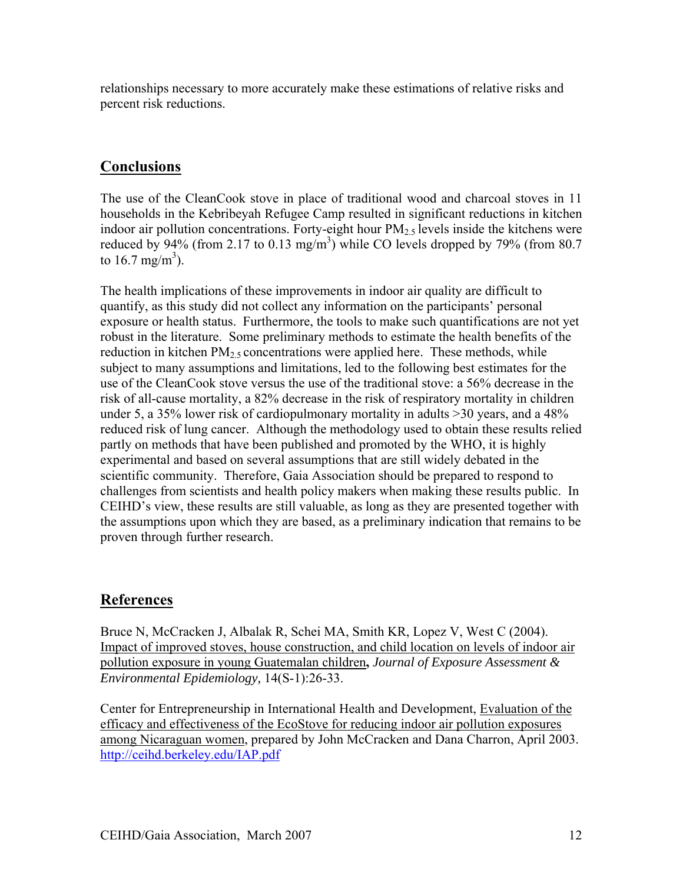relationships necessary to more accurately make these estimations of relative risks and percent risk reductions.

## Conclusions

The use of the CleanCook stove in place of traditional wood and charcoal stoves in 11 households in the Kebribeyah Refugee Camp resulted in significant reductions in kitchen indoor air pollution concentrations. Forty-eight hour $PM_{2.5}$ levels inside the kitchens were reduced by 94% (from 2.17 to 0.13 mg/m$^3$) while CO levels dropped by 79% (from 80.7 to 16.7 mg/m$^3$).

The health implications of these improvements in indoor air quality are difficult to quantify, as this study did not collect any information on the participants' personal exposure or health status. Furthermore, the tools to make such quantifications are not yet robust in the literature. Some preliminary methods to estimate the health benefits of the reduction in kitchen $PM_{2.5}$ concentrations were applied here. These methods, while subject to many assumptions and limitations, led to the following best estimates for the use of the CleanCook stove versus the use of the traditional stove: a 56% decrease in the risk of all-cause mortality, a 82% decrease in the risk of respiratory mortality in children under 5, a 35% lower risk of cardiopulmonary mortality in adults >30 years, and a 48% reduced risk of lung cancer. Although the methodology used to obtain these results relied partly on methods that have been published and promoted by the WHO, it is highly experimental and based on several assumptions that are still widely debated in the scientific community. Therefore, Gaia Association should be prepared to respond to challenges from scientists and health policy makers when making these results public. In CEIHD's view, these results are still valuable, as long as they are presented together with the assumptions upon which they are based, as a preliminary indication that remains to be proven through further research.

## References

Bruce N, McCracken J, Albalak R, Schei MA, Smith KR, Lopez V, West C (2004). Impact of improved stoves, house construction, and child location on levels of indoor air pollution exposure in young Guatemalan children**,** *Journal of Exposure Assessment & Environmental Epidemiology,* 14(S-1):26-33.

Center for Entrepreneurship in International Health and Development, Evaluation of the efficacy and effectiveness of the EcoStove for reducing indoor air pollution exposures among Nicaraguan women, prepared by John McCracken and Dana Charron, April 2003. http://ceihd.berkeley.edu/IAP.pdf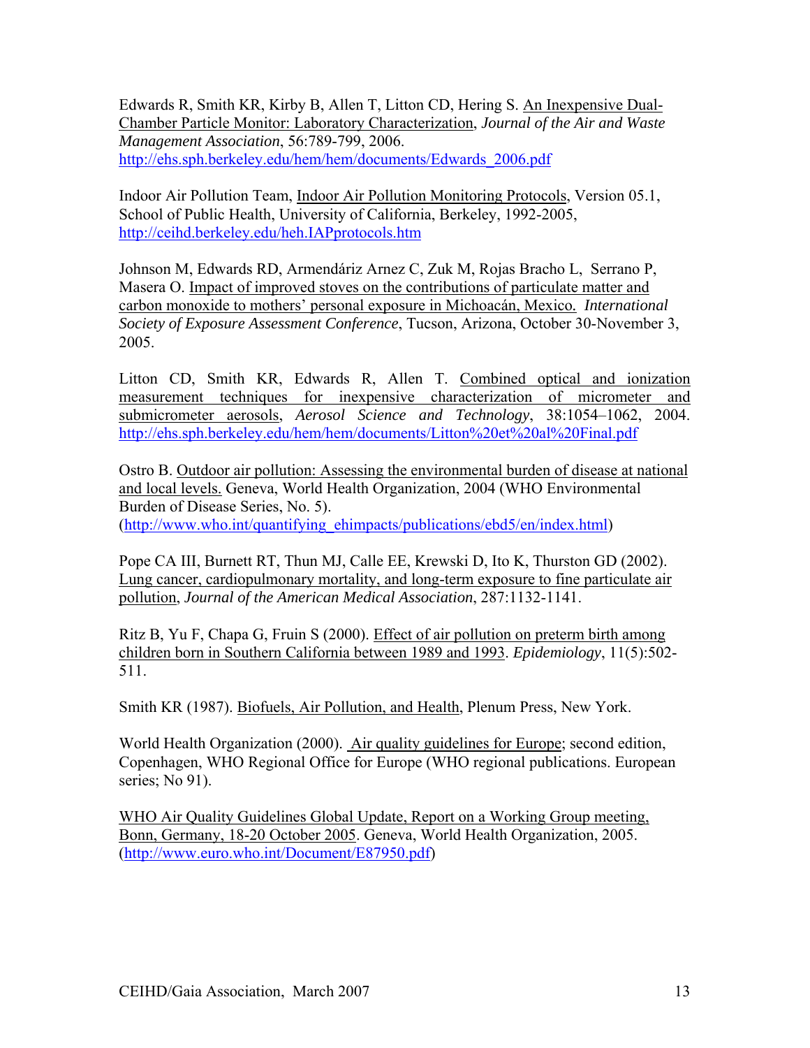Edwards R, Smith KR, Kirby B, Allen T, Litton CD, Hering S. An Inexpensive Dual-Chamber Particle Monitor: Laboratory Characterization, *Journal of the Air and Waste Management Association*, 56:789-799, 2006. http://ehs.sph.berkeley.edu/hem/hem/documents/Edwards_2006.pdf

Indoor Air Pollution Team, Indoor Air Pollution Monitoring Protocols, Version 05.1, School of Public Health, University of California, Berkeley, 1992-2005, http://ceihd.berkeley.edu/heh.IAPprotocols.htm

Johnson M, Edwards RD, Armendáriz Arnez C, Zuk M, Rojas Bracho L, Serrano P, Masera O. Impact of improved stoves on the contributions of particulate matter and carbon monoxide to mothers' personal exposure in Michoacán, Mexico. *International Society of Exposure Assessment Conference*, Tucson, Arizona, October 30-November 3, 2005.

Litton CD, Smith KR, Edwards R, Allen T. Combined optical and ionization measurement techniques for inexpensive characterization of micrometer and submicrometer aerosols, *Aerosol Science and Technology*, 38:1054–1062, 2004. http://ehs.sph.berkeley.edu/hem/hem/documents/Litton%20et%20al%20Final.pdf

Ostro B. Outdoor air pollution: Assessing the environmental burden of disease at national and local levels. Geneva, World Health Organization, 2004 (WHO Environmental Burden of Disease Series, No. 5). (http://www.who.int/quantifying_ehimpacts/publications/ebd5/en/index.html)

Pope CA III, Burnett RT, Thun MJ, Calle EE, Krewski D, Ito K, Thurston GD (2002). Lung cancer, cardiopulmonary mortality, and long-term exposure to fine particulate air pollution, *Journal of the American Medical Association*, 287:1132-1141.

Ritz B, Yu F, Chapa G, Fruin S (2000). Effect of air pollution on preterm birth among children born in Southern California between 1989 and 1993. *Epidemiology*, 11(5):502-511.

Smith KR (1987). Biofuels, Air Pollution, and Health, Plenum Press, New York.

World Health Organization (2000). Air quality guidelines for Europe; second edition, Copenhagen, WHO Regional Office for Europe (WHO regional publications. European series; No 91).

WHO Air Quality Guidelines Global Update, Report on a Working Group meeting, Bonn, Germany, 18-20 October 2005. Geneva, World Health Organization, 2005. (http://www.euro.who.int/Document/E87950.pdf)